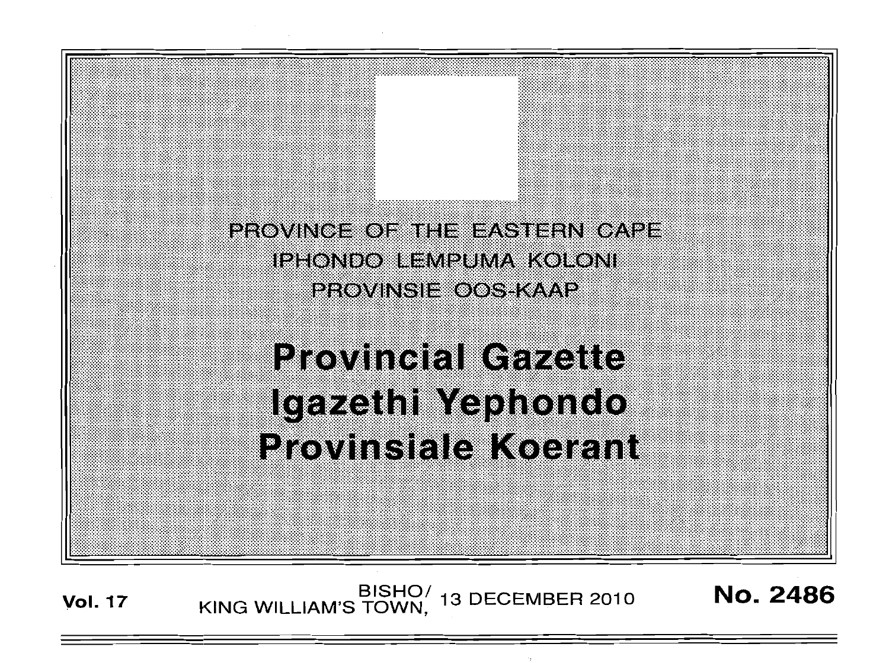PROVINCE OF THE EASTERN CAPE
IPHONDO LEMPUMA KOLONI
PROVINSIE OOS-KAAP

# Provincial Gazette
# Igazethi Yephondo
# Provinsiale Koerant

**Vol. 17** BISHO/ KING WILLIAM'S TOWN, 13 DECEMBER 2010 **No. 2486**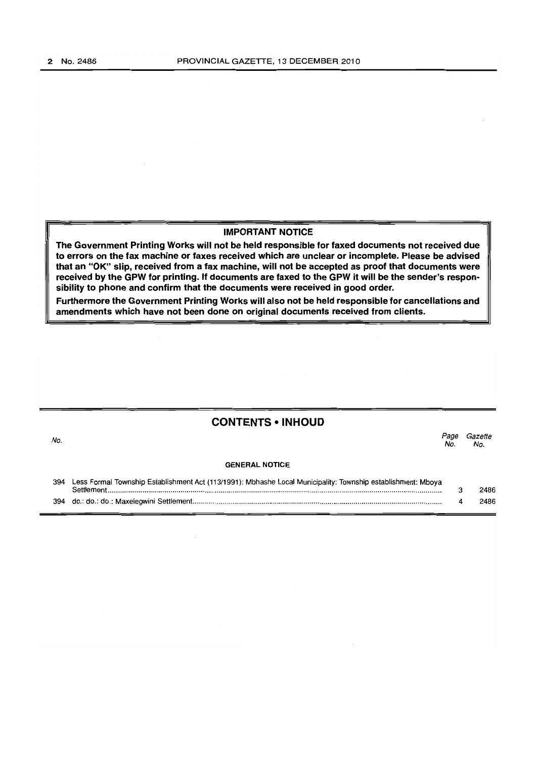**IMPORTANT NOTICE**

**The Government Printing Works will not be held responsible for faxed documents not received due to errors on the fax machine or faxes received which are unclear or incomplete. Please be advised that an "OK" slip, received from a fax machine, will not be accepted as proof that documents were received by the GPW for printing. If documents are faxed to the GPW it will be the sender's responsibility to phone and confirm that the documents were received in good order.**

**Furthermore the Government Printing Works will also not be held responsible for cancellations and amendments which have not been done on original documents received from clients.**

## CONTENTS • INHOUD

| No. | | Page No. | Gazette No. |
|---|---|---|---|
| | **GENERAL NOTICE** | | |
| 394 | Less Formal Township Establishment Act (113/1991): Mbhashe Local Municipality: Township establishment: Mboya Settlement | 3 | 2486 |
| 394 | do.: do.: do.: Maxelegwini Settlement | 4 | 2486 |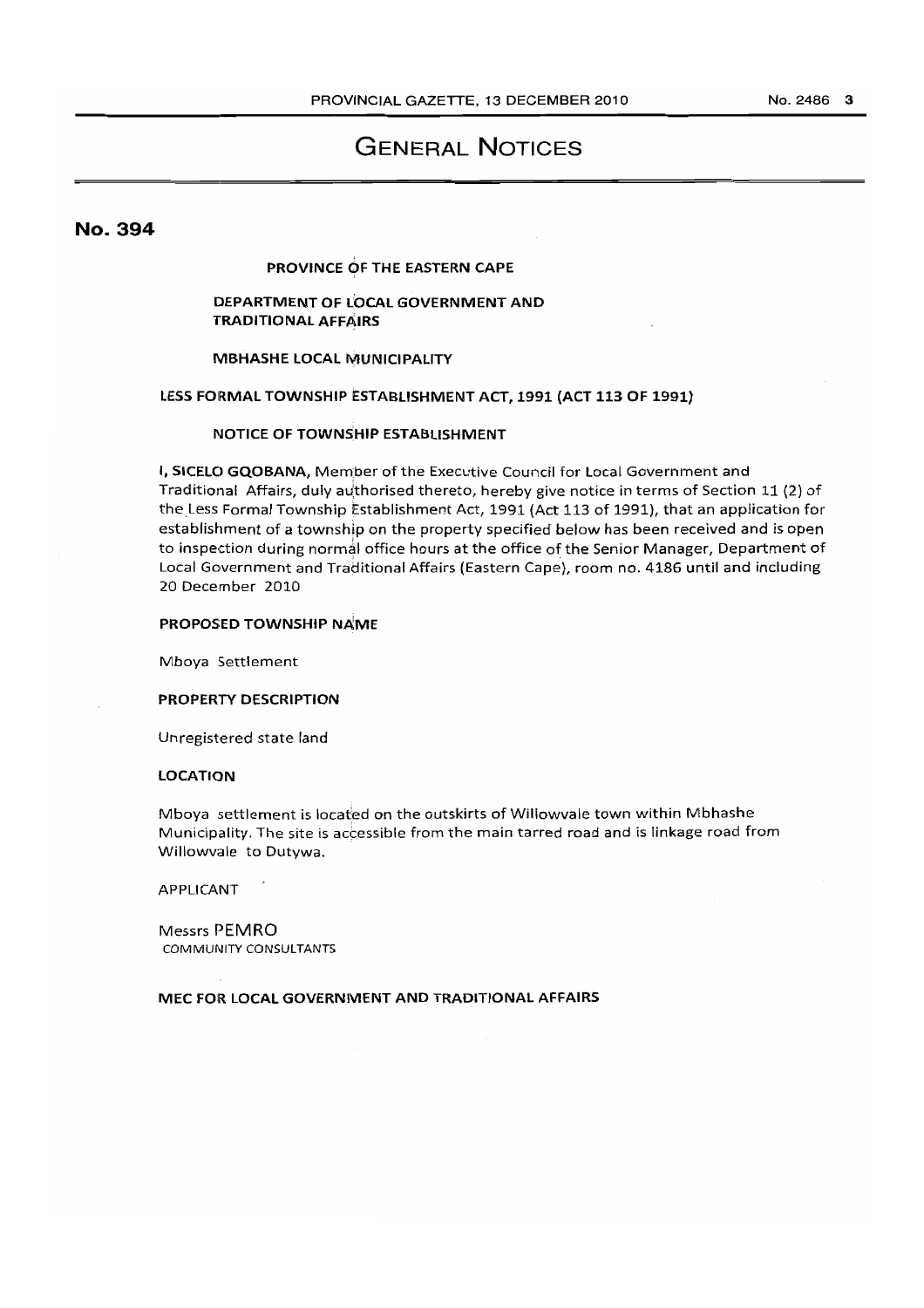# GENERAL NOTICES

## No. 394

**PROVINCE OF THE EASTERN CAPE**

**DEPARTMENT OF LOCAL GOVERNMENT AND TRADITIONAL AFFAIRS**

**MBHASHE LOCAL MUNICIPALITY**

**LESS FORMAL TOWNSHIP ESTABLISHMENT ACT, 1991 (ACT 113 OF 1991)**

**NOTICE OF TOWNSHIP ESTABLISHMENT**

**I, SICELO GQOBANA,** Member of the Executive Council for Local Government and Traditional Affairs, duly authorised thereto, hereby give notice in terms of Section 11 (2) of the Less Formal Township Establishment Act, 1991 (Act 113 of 1991), that an application for establishment of a township on the property specified below has been received and is open to inspection during normal office hours at the office of the Senior Manager, Department of Local Government and Traditional Affairs (Eastern Cape), room no. 4186 until and including 20 December 2010

**PROPOSED TOWNSHIP NAME**

Mboya Settlement

**PROPERTY DESCRIPTION**

Unregistered state land

**LOCATION**

Mboya settlement is located on the outskirts of Willowvale town within Mbhashe Municipality. The site is accessible from the main tarred road and is linkage road from Willowvale to Dutywa.

APPLICANT

Messrs PEMRO
COMMUNITY CONSULTANTS

**MEC FOR LOCAL GOVERNMENT AND TRADITIONAL AFFAIRS**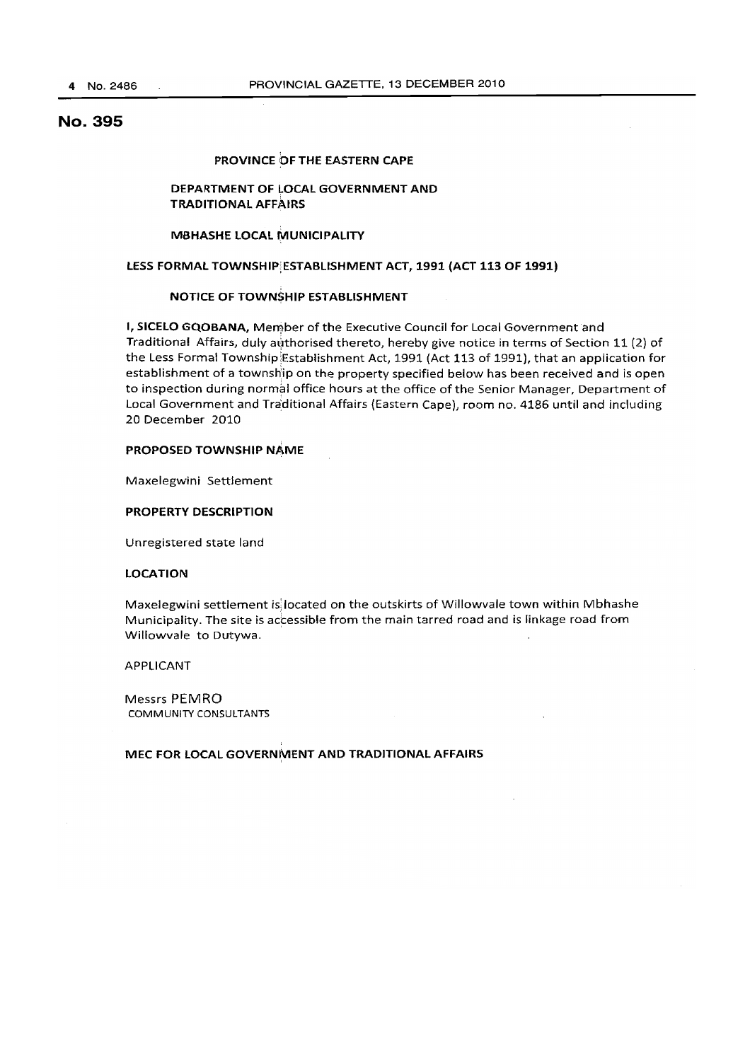## No. 395

**PROVINCE OF THE EASTERN CAPE**

**DEPARTMENT OF LOCAL GOVERNMENT AND TRADITIONAL AFFAIRS**

**MBHASHE LOCAL MUNICIPALITY**

**LESS FORMAL TOWNSHIP ESTABLISHMENT ACT, 1991 (ACT 113 OF 1991)**

**NOTICE OF TOWNSHIP ESTABLISHMENT**

**I, SICELO GQOBANA,** Member of the Executive Council for Local Government and Traditional Affairs, duly authorised thereto, hereby give notice in terms of Section 11 (2) of the Less Formal Township Establishment Act, 1991 (Act 113 of 1991), that an application for establishment of a township on the property specified below has been received and is open to inspection during normal office hours at the office of the Senior Manager, Department of Local Government and Traditional Affairs (Eastern Cape), room no. 4186 until and including 20 December 2010

**PROPOSED TOWNSHIP NAME**

Maxelegwini Settlement

**PROPERTY DESCRIPTION**

Unregistered state land

**LOCATION**

Maxelegwini settlement is located on the outskirts of Willowvale town within Mbhashe Municipality. The site is accessible from the main tarred road and is linkage road from Willowvale to Dutywa.

APPLICANT

Messrs PEMRO
COMMUNITY CONSULTANTS

**MEC FOR LOCAL GOVERNMENT AND TRADITIONAL AFFAIRS**